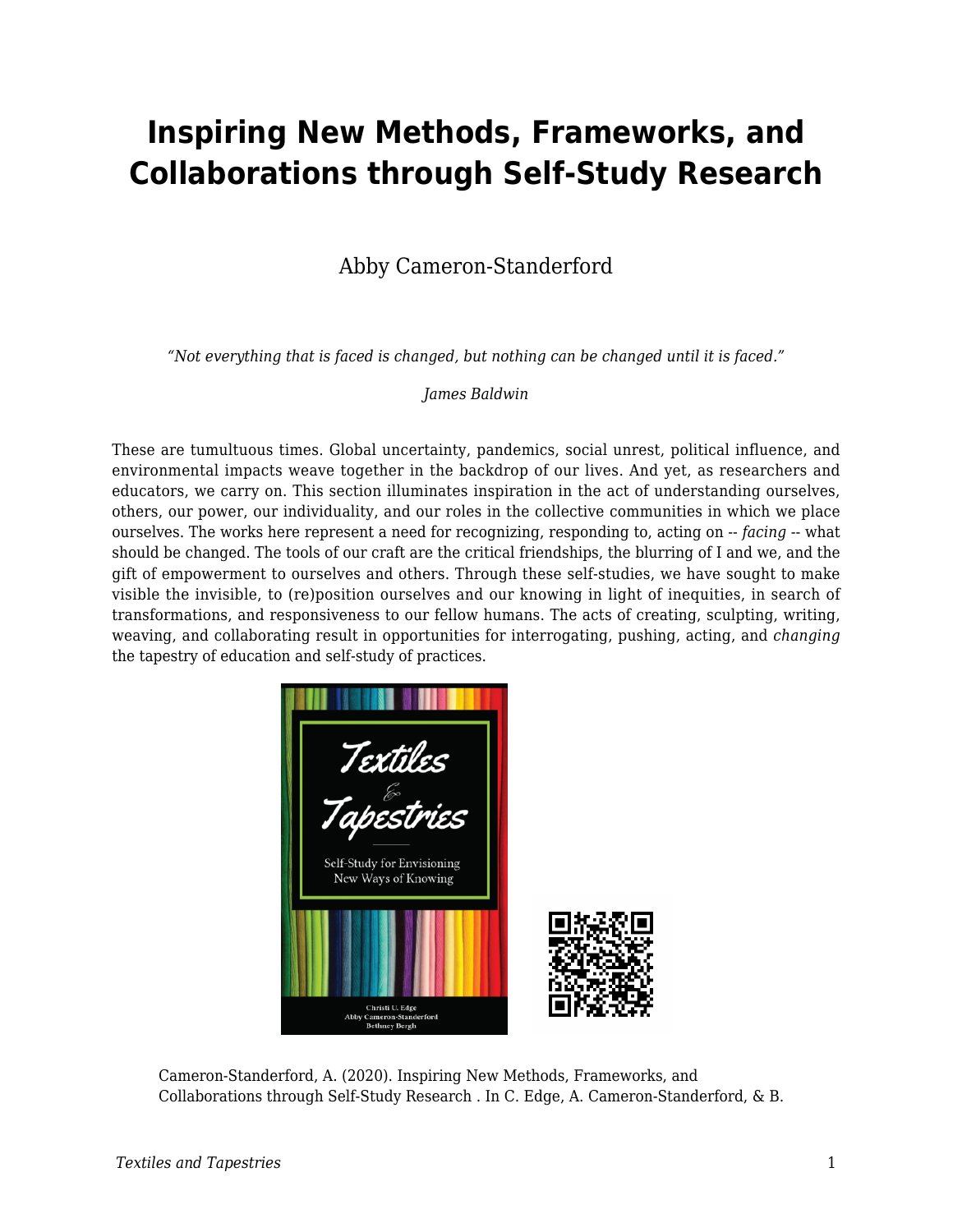# Inspiring New Methods, Frameworks, and Collaborations through Self-Study Research

Abby Cameron-Standerford

*"Not everything that is faced is changed, but nothing can be changed until it is faced."*

*James Baldwin*

These are tumultuous times. Global uncertainty, pandemics, social unrest, political influence, and environmental impacts weave together in the backdrop of our lives. And yet, as researchers and educators, we carry on. This section illuminates inspiration in the act of understanding ourselves, others, our power, our individuality, and our roles in the collective communities in which we place ourselves. The works here represent a need for recognizing, responding to, acting on -- *facing* -- what should be changed. The tools of our craft are the critical friendships, the blurring of I and we, and the gift of empowerment to ourselves and others. Through these self-studies, we have sought to make visible the invisible, to (re)position ourselves and our knowing in light of inequities, in search of transformations, and responsiveness to our fellow humans. The acts of creating, sculpting, writing, weaving, and collaborating result in opportunities for interrogating, pushing, acting, and *changing* the tapestry of education and self-study of practices.

Cameron-Standerford, A. (2020). Inspiring New Methods, Frameworks, and Collaborations through Self-Study Research . In C. Edge, A. Cameron-Standerford, & B.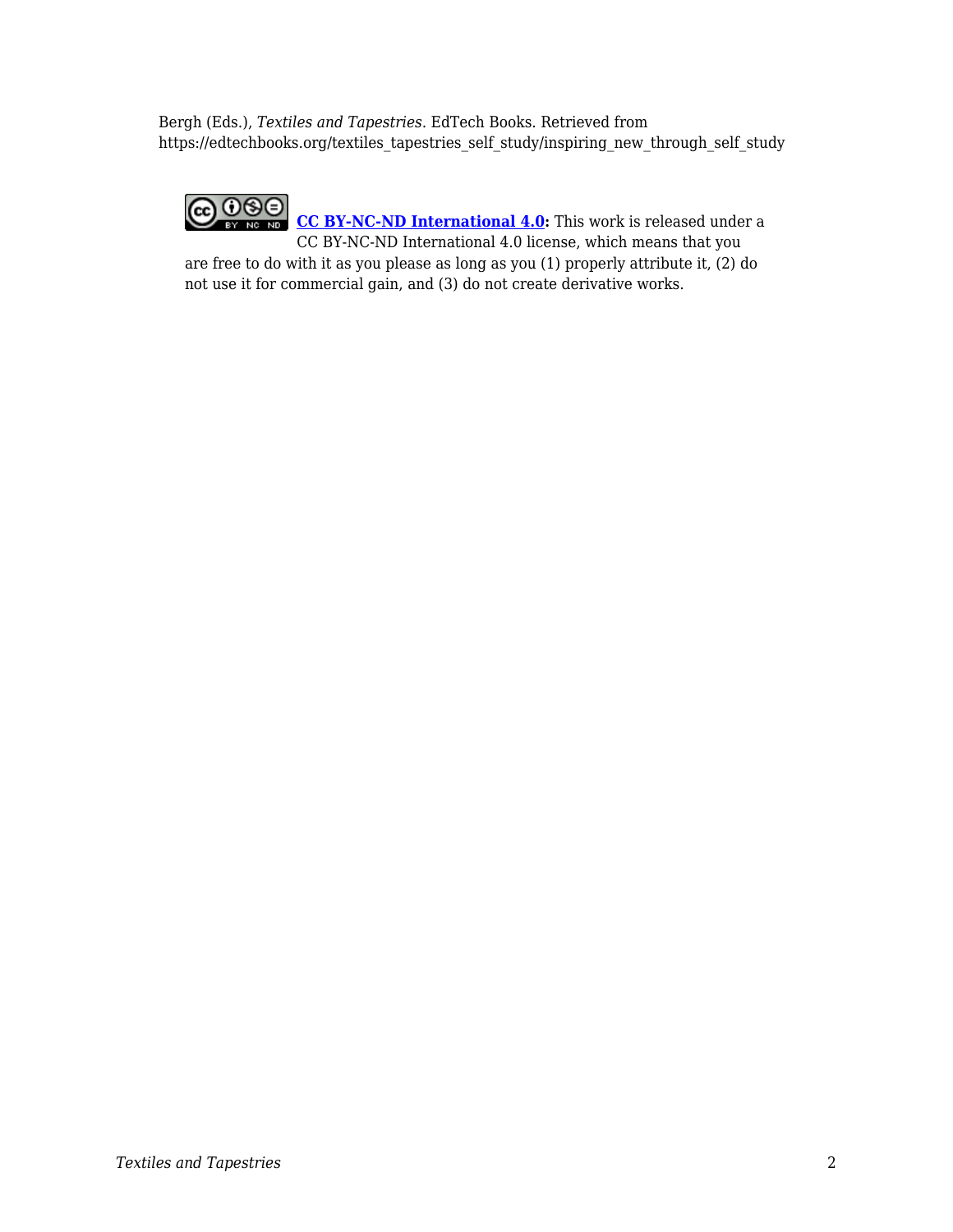Bergh (Eds.), *Textiles and Tapestries*. EdTech Books. Retrieved from https://edtechbooks.org/textiles_tapestries_self_study/inspiring_new_through_self_study

**[CC BY-NC-ND International 4.0](https://creativecommons.org/licenses/by-nc-nd/4.0/):** This work is released under a CC BY-NC-ND International 4.0 license, which means that you are free to do with it as you please as long as you (1) properly attribute it, (2) do not use it for commercial gain, and (3) do not create derivative works.